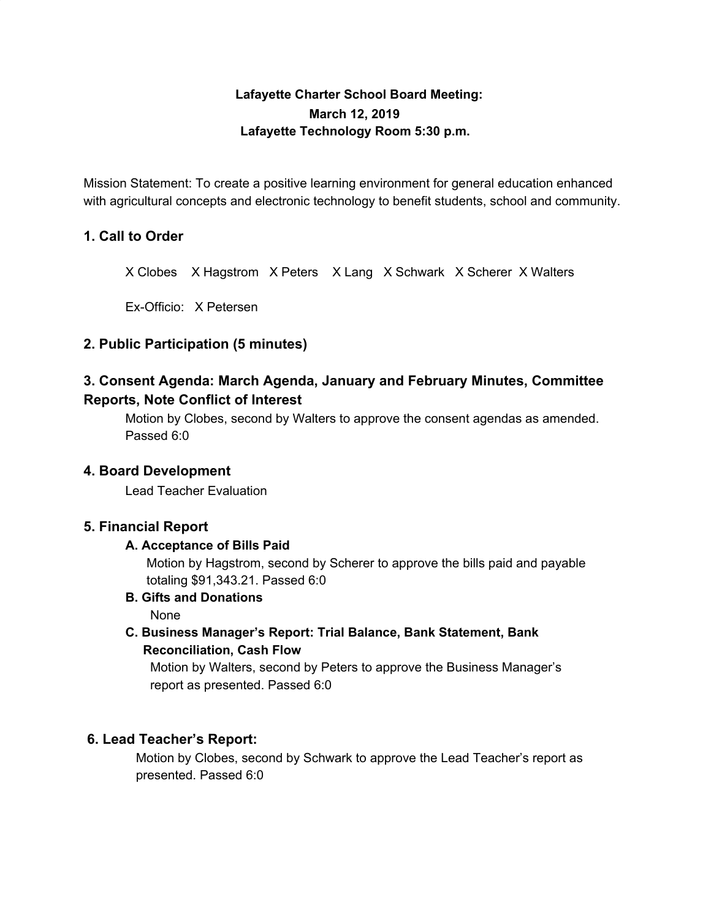**Lafayette Charter School Board Meeting:**
**March 12, 2019**
**Lafayette Technology Room 5:30 p.m.**

Mission Statement: To create a positive learning environment for general education enhanced with agricultural concepts and electronic technology to benefit students, school and community.

## 1. Call to Order

X Clobes X Hagstrom X Peters X Lang X Schwark X Scherer X Walters

Ex-Officio: X Petersen

## 2. Public Participation (5 minutes)

## 3. Consent Agenda: March Agenda, January and February Minutes, Committee Reports, Note Conflict of Interest

Motion by Clobes, second by Walters to approve the consent agendas as amended. Passed 6:0

## 4. Board Development

Lead Teacher Evaluation

## 5. Financial Report

### A. Acceptance of Bills Paid

Motion by Hagstrom, second by Scherer to approve the bills paid and payable totaling $91,343.21. Passed 6:0

### B. Gifts and Donations

None

### C. Business Manager's Report: Trial Balance, Bank Statement, Bank Reconciliation, Cash Flow

Motion by Walters, second by Peters to approve the Business Manager's report as presented. Passed 6:0

## 6. Lead Teacher's Report:

Motion by Clobes, second by Schwark to approve the Lead Teacher's report as presented. Passed 6:0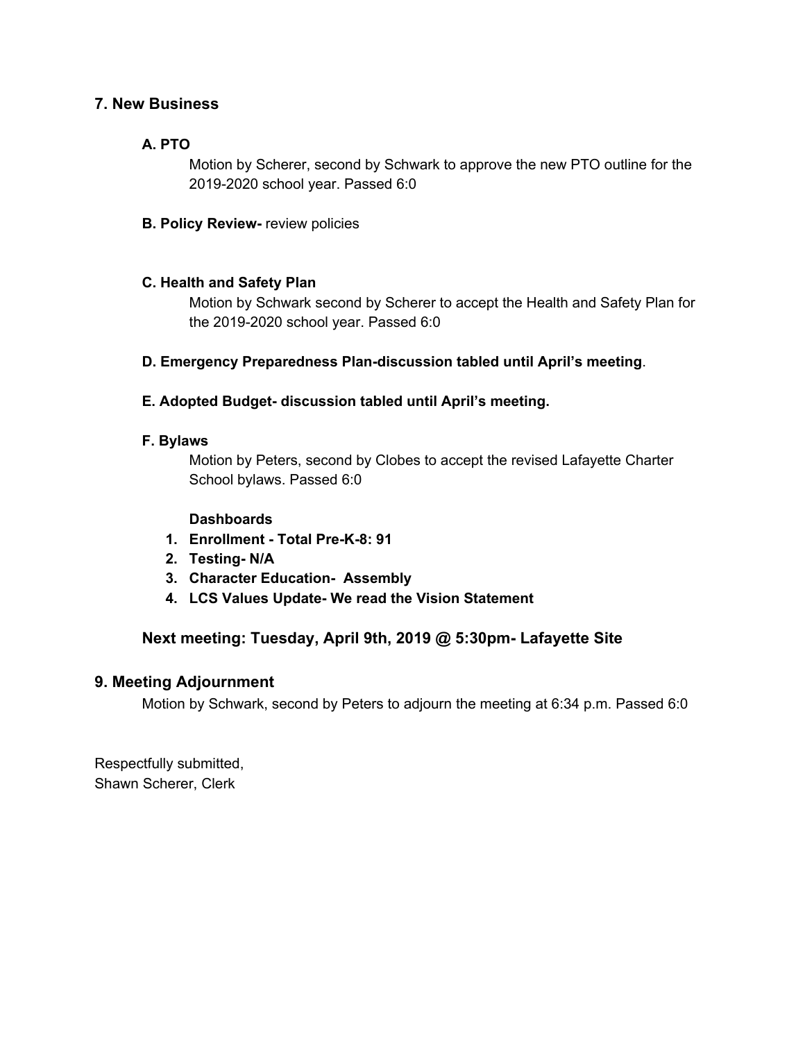## 7. New Business

### A. PTO

Motion by Scherer, second by Schwark to approve the new PTO outline for the 2019-2020 school year. Passed 6:0

**B. Policy Review-** review policies

### C. Health and Safety Plan

Motion by Schwark second by Scherer to accept the Health and Safety Plan for the 2019-2020 school year. Passed 6:0

**D. Emergency Preparedness Plan-discussion tabled until April's meeting**.

**E. Adopted Budget- discussion tabled until April's meeting.**

### F. Bylaws

Motion by Peters, second by Clobes to accept the revised Lafayette Charter School bylaws. Passed 6:0

**Dashboards**

1. **Enrollment - Total Pre-K-8: 91**
2. **Testing- N/A**
3. **Character Education- Assembly**
4. **LCS Values Update- We read the Vision Statement**

**Next meeting: Tuesday, April 9th, 2019 @ 5:30pm- Lafayette Site**

## 9. Meeting Adjournment

Motion by Schwark, second by Peters to adjourn the meeting at 6:34 p.m. Passed 6:0

Respectfully submitted,
Shawn Scherer, Clerk